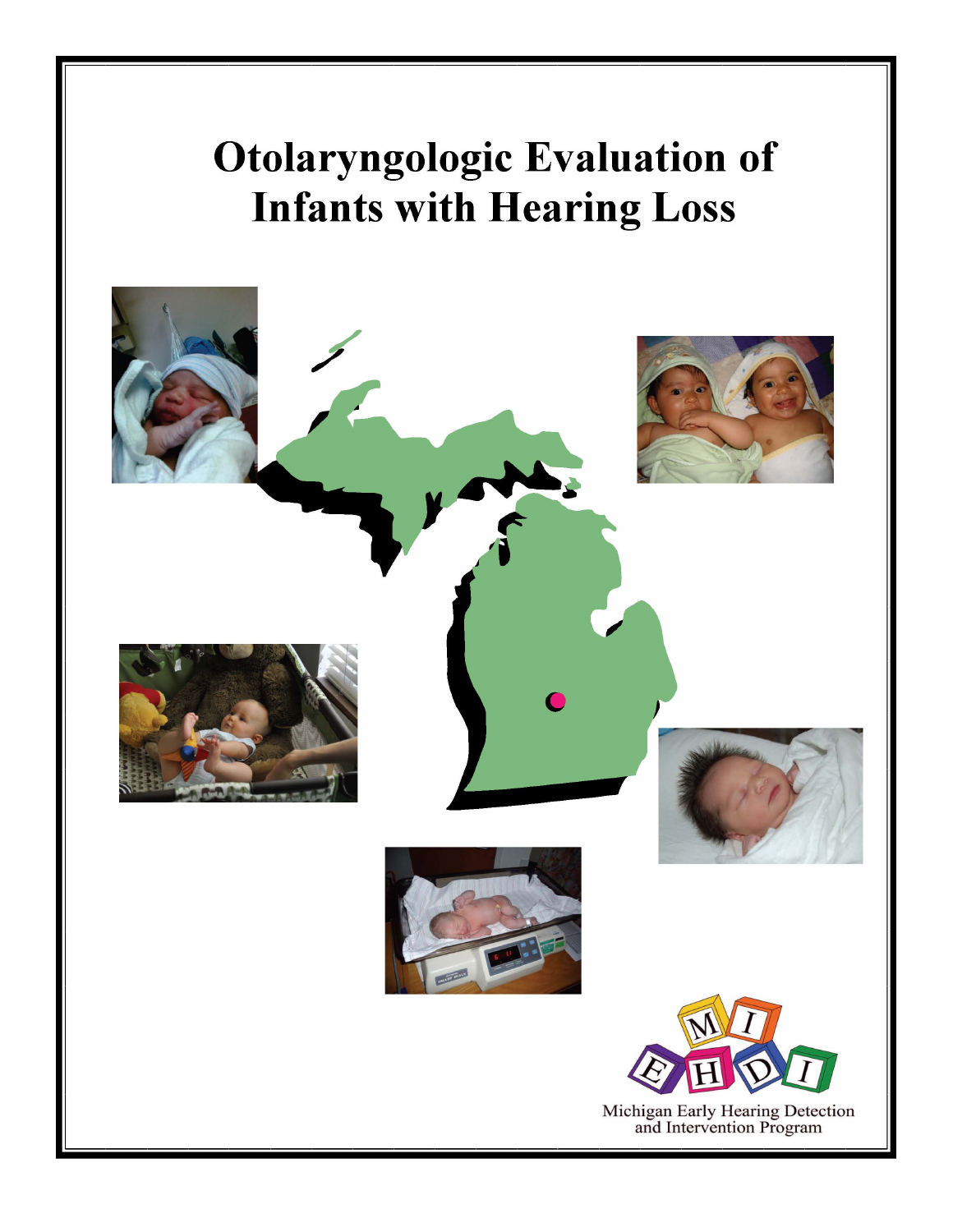# Otolaryngologic Evaluation of Infants with Hearing Loss

MI EHDI

Michigan Early Hearing Detection and Intervention Program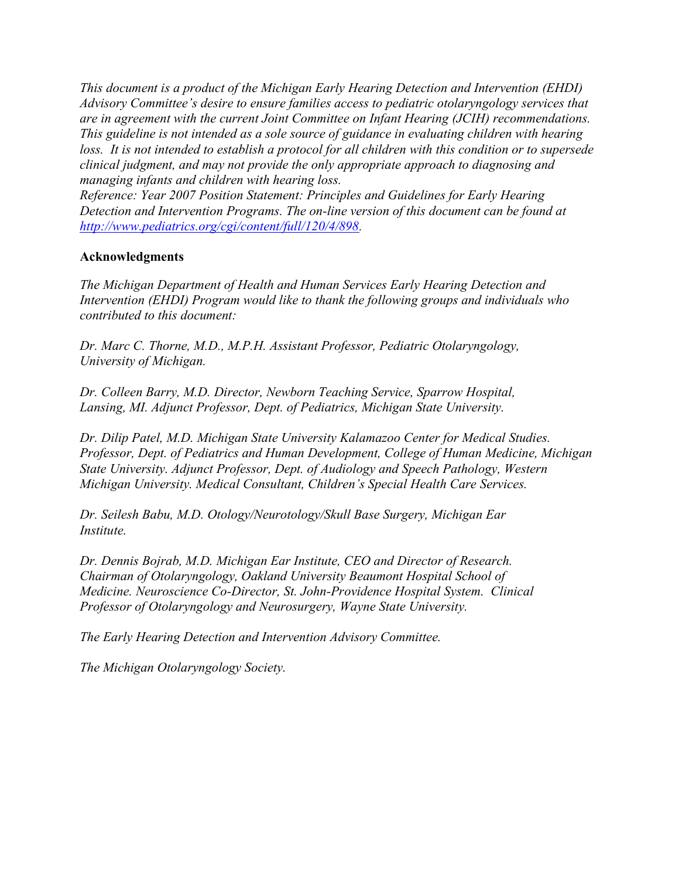*This document is a product of the Michigan Early Hearing Detection and Intervention (EHDI) Advisory Committee's desire to ensure families access to pediatric otolaryngology services that are in agreement with the current Joint Committee on Infant Hearing (JCIH) recommendations. This guideline is not intended as a sole source of guidance in evaluating children with hearing loss. It is not intended to establish a protocol for all children with this condition or to supersede clinical judgment, and may not provide the only appropriate approach to diagnosing and managing infants and children with hearing loss.*
*Reference: Year 2007 Position Statement: Principles and Guidelines for Early Hearing Detection and Intervention Programs. The on-line version of this document can be found at [http://www.pediatrics.org/cgi/content/full/120/4/898](http://www.pediatrics.org/cgi/content/full/120/4/898).*

**Acknowledgments**

*The Michigan Department of Health and Human Services Early Hearing Detection and Intervention (EHDI) Program would like to thank the following groups and individuals who contributed to this document:*

*Dr. Marc C. Thorne, M.D., M.P.H. Assistant Professor, Pediatric Otolaryngology, University of Michigan.*

*Dr. Colleen Barry, M.D. Director, Newborn Teaching Service, Sparrow Hospital, Lansing, MI. Adjunct Professor, Dept. of Pediatrics, Michigan State University.*

*Dr. Dilip Patel, M.D. Michigan State University Kalamazoo Center for Medical Studies. Professor, Dept. of Pediatrics and Human Development, College of Human Medicine, Michigan State University. Adjunct Professor, Dept. of Audiology and Speech Pathology, Western Michigan University. Medical Consultant, Children's Special Health Care Services.*

*Dr. Seilesh Babu, M.D. Otology/Neurotology/Skull Base Surgery, Michigan Ear Institute.*

*Dr. Dennis Bojrab, M.D. Michigan Ear Institute, CEO and Director of Research. Chairman of Otolaryngology, Oakland University Beaumont Hospital School of Medicine. Neuroscience Co-Director, St. John-Providence Hospital System. Clinical Professor of Otolaryngology and Neurosurgery, Wayne State University.*

*The Early Hearing Detection and Intervention Advisory Committee.*

*The Michigan Otolaryngology Society.*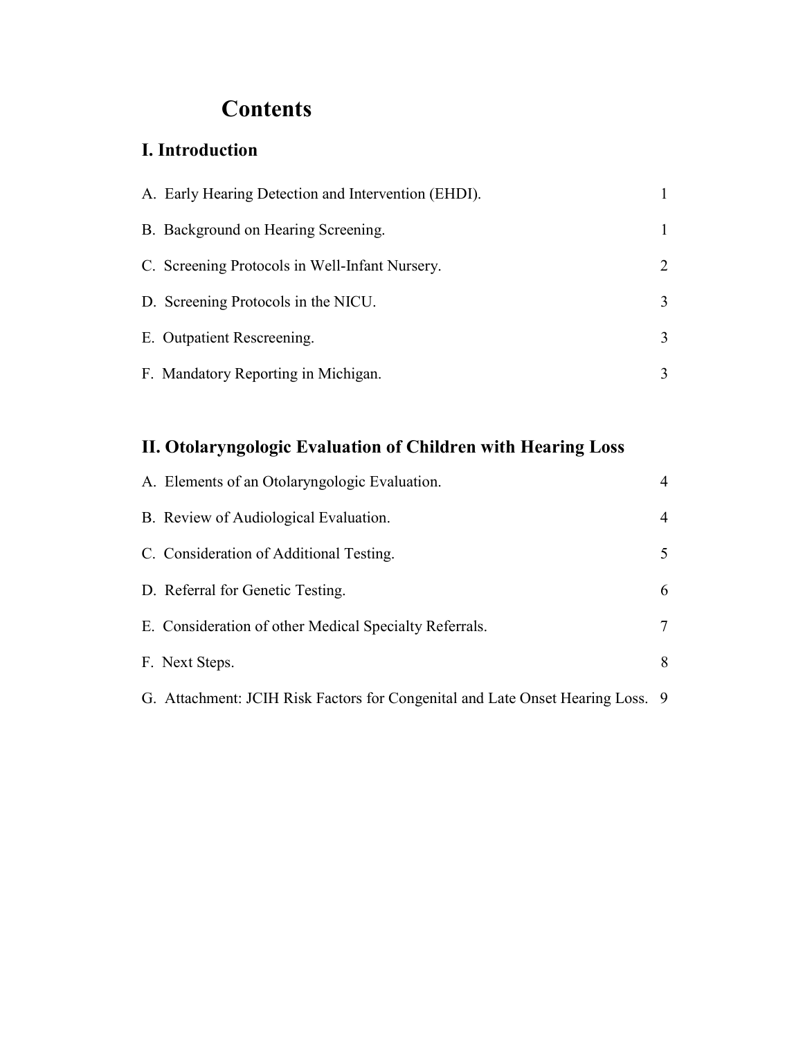# Contents

## I. Introduction

| | |
|---|---|
| A. Early Hearing Detection and Intervention (EHDI). | 1 |
| B. Background on Hearing Screening. | 1 |
| C. Screening Protocols in Well-Infant Nursery. | 2 |
| D. Screening Protocols in the NICU. | 3 |
| E. Outpatient Rescreening. | 3 |
| F. Mandatory Reporting in Michigan. | 3 |

## II. Otolaryngologic Evaluation of Children with Hearing Loss

| | |
|---|---|
| A. Elements of an Otolaryngologic Evaluation. | 4 |
| B. Review of Audiological Evaluation. | 4 |
| C. Consideration of Additional Testing. | 5 |
| D. Referral for Genetic Testing. | 6 |
| E. Consideration of other Medical Specialty Referrals. | 7 |
| F. Next Steps. | 8 |
| G. Attachment: JCIH Risk Factors for Congenital and Late Onset Hearing Loss. | 9 |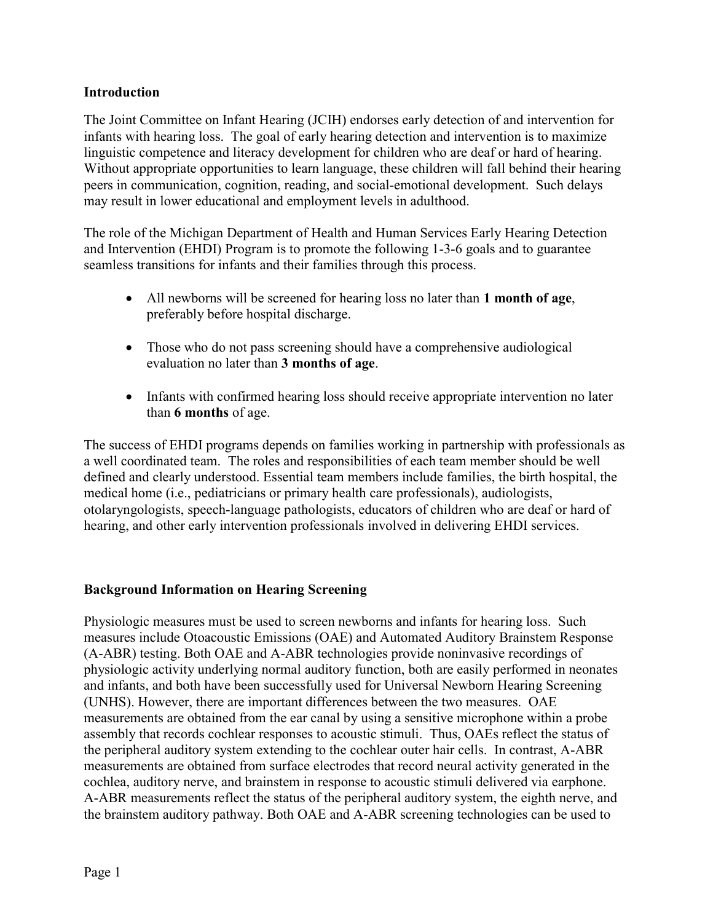## Introduction

The Joint Committee on Infant Hearing (JCIH) endorses early detection of and intervention for infants with hearing loss. The goal of early hearing detection and intervention is to maximize linguistic competence and literacy development for children who are deaf or hard of hearing. Without appropriate opportunities to learn language, these children will fall behind their hearing peers in communication, cognition, reading, and social-emotional development. Such delays may result in lower educational and employment levels in adulthood.

The role of the Michigan Department of Health and Human Services Early Hearing Detection and Intervention (EHDI) Program is to promote the following 1-3-6 goals and to guarantee seamless transitions for infants and their families through this process.

- All newborns will be screened for hearing loss no later than **1 month of age**, preferably before hospital discharge.
- Those who do not pass screening should have a comprehensive audiological evaluation no later than **3 months of age**.
- Infants with confirmed hearing loss should receive appropriate intervention no later than **6 months** of age.

The success of EHDI programs depends on families working in partnership with professionals as a well coordinated team. The roles and responsibilities of each team member should be well defined and clearly understood. Essential team members include families, the birth hospital, the medical home (i.e., pediatricians or primary health care professionals), audiologists, otolaryngologists, speech-language pathologists, educators of children who are deaf or hard of hearing, and other early intervention professionals involved in delivering EHDI services.

## Background Information on Hearing Screening

Physiologic measures must be used to screen newborns and infants for hearing loss. Such measures include Otoacoustic Emissions (OAE) and Automated Auditory Brainstem Response (A-ABR) testing. Both OAE and A-ABR technologies provide noninvasive recordings of physiologic activity underlying normal auditory function, both are easily performed in neonates and infants, and both have been successfully used for Universal Newborn Hearing Screening (UNHS). However, there are important differences between the two measures. OAE measurements are obtained from the ear canal by using a sensitive microphone within a probe assembly that records cochlear responses to acoustic stimuli. Thus, OAEs reflect the status of the peripheral auditory system extending to the cochlear outer hair cells. In contrast, A-ABR measurements are obtained from surface electrodes that record neural activity generated in the cochlea, auditory nerve, and brainstem in response to acoustic stimuli delivered via earphone. A-ABR measurements reflect the status of the peripheral auditory system, the eighth nerve, and the brainstem auditory pathway. Both OAE and A-ABR screening technologies can be used to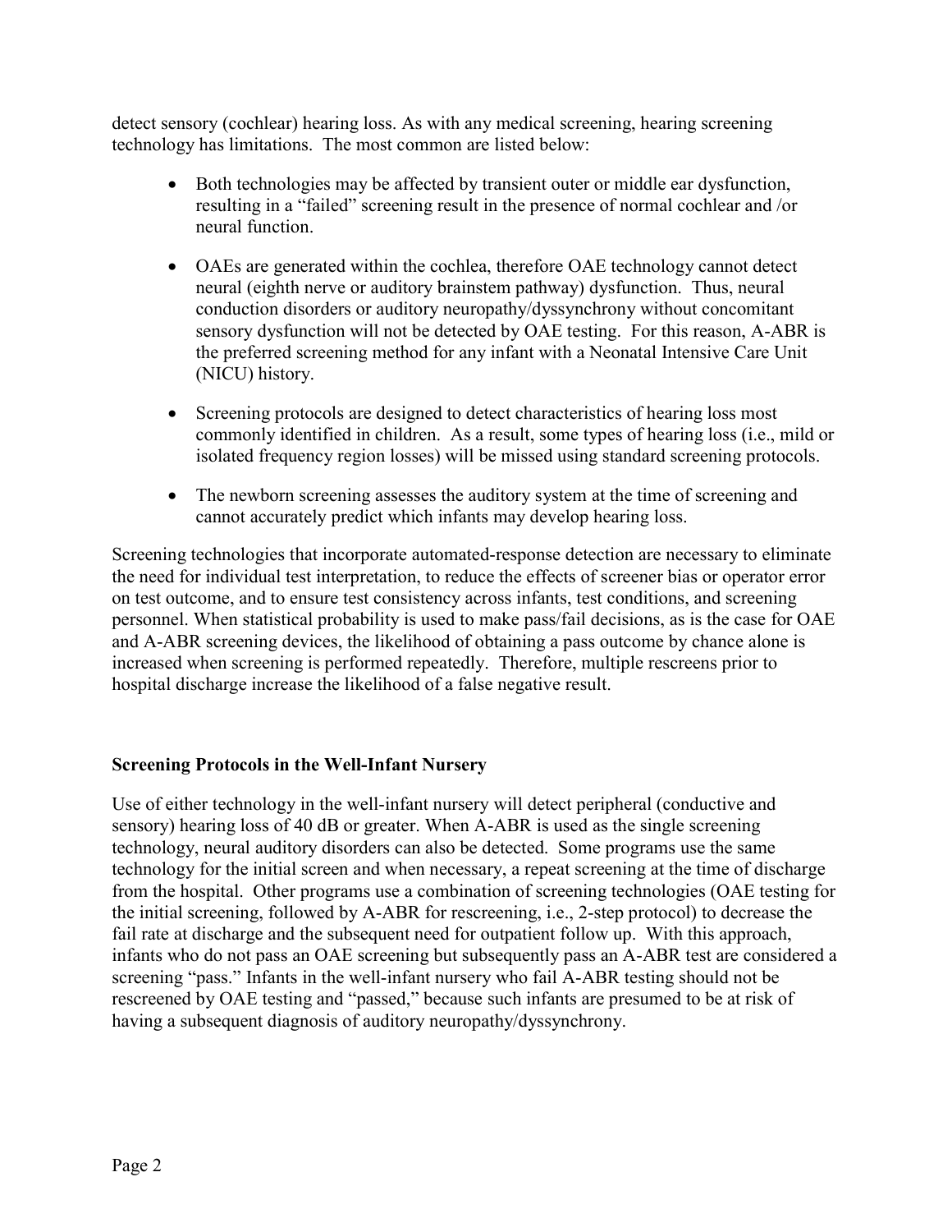detect sensory (cochlear) hearing loss. As with any medical screening, hearing screening technology has limitations. The most common are listed below:

- Both technologies may be affected by transient outer or middle ear dysfunction, resulting in a "failed" screening result in the presence of normal cochlear and /or neural function.
- OAEs are generated within the cochlea, therefore OAE technology cannot detect neural (eighth nerve or auditory brainstem pathway) dysfunction. Thus, neural conduction disorders or auditory neuropathy/dyssynchrony without concomitant sensory dysfunction will not be detected by OAE testing. For this reason, A-ABR is the preferred screening method for any infant with a Neonatal Intensive Care Unit (NICU) history.
- Screening protocols are designed to detect characteristics of hearing loss most commonly identified in children. As a result, some types of hearing loss (i.e., mild or isolated frequency region losses) will be missed using standard screening protocols.
- The newborn screening assesses the auditory system at the time of screening and cannot accurately predict which infants may develop hearing loss.

Screening technologies that incorporate automated-response detection are necessary to eliminate the need for individual test interpretation, to reduce the effects of screener bias or operator error on test outcome, and to ensure test consistency across infants, test conditions, and screening personnel. When statistical probability is used to make pass/fail decisions, as is the case for OAE and A-ABR screening devices, the likelihood of obtaining a pass outcome by chance alone is increased when screening is performed repeatedly. Therefore, multiple rescreens prior to hospital discharge increase the likelihood of a false negative result.

**Screening Protocols in the Well-Infant Nursery**

Use of either technology in the well-infant nursery will detect peripheral (conductive and sensory) hearing loss of 40 dB or greater. When A-ABR is used as the single screening technology, neural auditory disorders can also be detected. Some programs use the same technology for the initial screen and when necessary, a repeat screening at the time of discharge from the hospital. Other programs use a combination of screening technologies (OAE testing for the initial screening, followed by A-ABR for rescreening, i.e., 2-step protocol) to decrease the fail rate at discharge and the subsequent need for outpatient follow up. With this approach, infants who do not pass an OAE screening but subsequently pass an A-ABR test are considered a screening "pass." Infants in the well-infant nursery who fail A-ABR testing should not be rescreened by OAE testing and "passed," because such infants are presumed to be at risk of having a subsequent diagnosis of auditory neuropathy/dyssynchrony.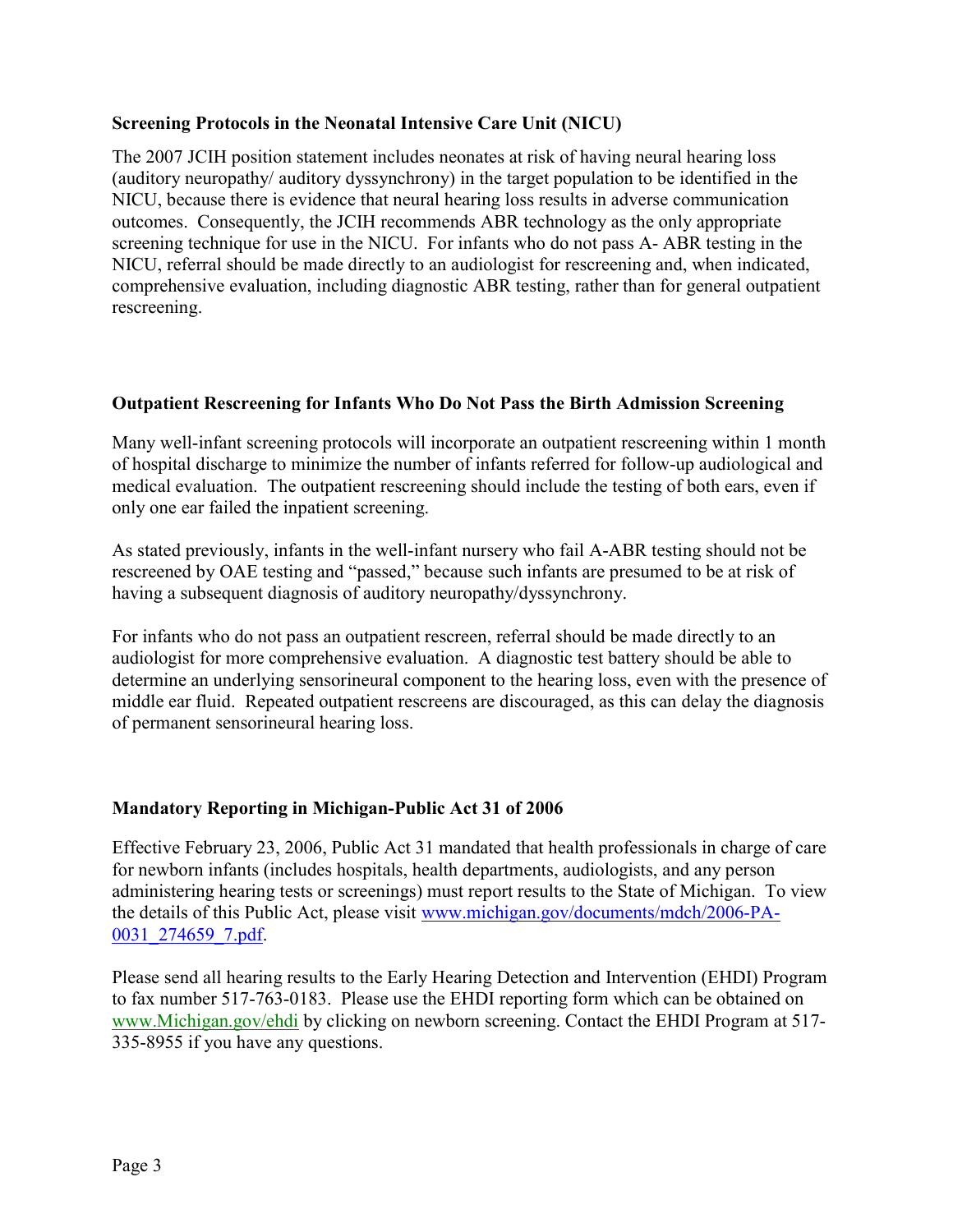### Screening Protocols in the Neonatal Intensive Care Unit (NICU)

The 2007 JCIH position statement includes neonates at risk of having neural hearing loss (auditory neuropathy/ auditory dyssynchrony) in the target population to be identified in the NICU, because there is evidence that neural hearing loss results in adverse communication outcomes. Consequently, the JCIH recommends ABR technology as the only appropriate screening technique for use in the NICU. For infants who do not pass A- ABR testing in the NICU, referral should be made directly to an audiologist for rescreening and, when indicated, comprehensive evaluation, including diagnostic ABR testing, rather than for general outpatient rescreening.

### Outpatient Rescreening for Infants Who Do Not Pass the Birth Admission Screening

Many well-infant screening protocols will incorporate an outpatient rescreening within 1 month of hospital discharge to minimize the number of infants referred for follow-up audiological and medical evaluation. The outpatient rescreening should include the testing of both ears, even if only one ear failed the inpatient screening.

As stated previously, infants in the well-infant nursery who fail A-ABR testing should not be rescreened by OAE testing and "passed," because such infants are presumed to be at risk of having a subsequent diagnosis of auditory neuropathy/dyssynchrony.

For infants who do not pass an outpatient rescreen, referral should be made directly to an audiologist for more comprehensive evaluation. A diagnostic test battery should be able to determine an underlying sensorineural component to the hearing loss, even with the presence of middle ear fluid. Repeated outpatient rescreens are discouraged, as this can delay the diagnosis of permanent sensorineural hearing loss.

### Mandatory Reporting in Michigan-Public Act 31 of 2006

Effective February 23, 2006, Public Act 31 mandated that health professionals in charge of care for newborn infants (includes hospitals, health departments, audiologists, and any person administering hearing tests or screenings) must report results to the State of Michigan. To view the details of this Public Act, please visit www.michigan.gov/documents/mdch/2006-PA-0031_274659_7.pdf.

Please send all hearing results to the Early Hearing Detection and Intervention (EHDI) Program to fax number 517-763-0183. Please use the EHDI reporting form which can be obtained on www.Michigan.gov/ehdi by clicking on newborn screening. Contact the EHDI Program at 517-335-8955 if you have any questions.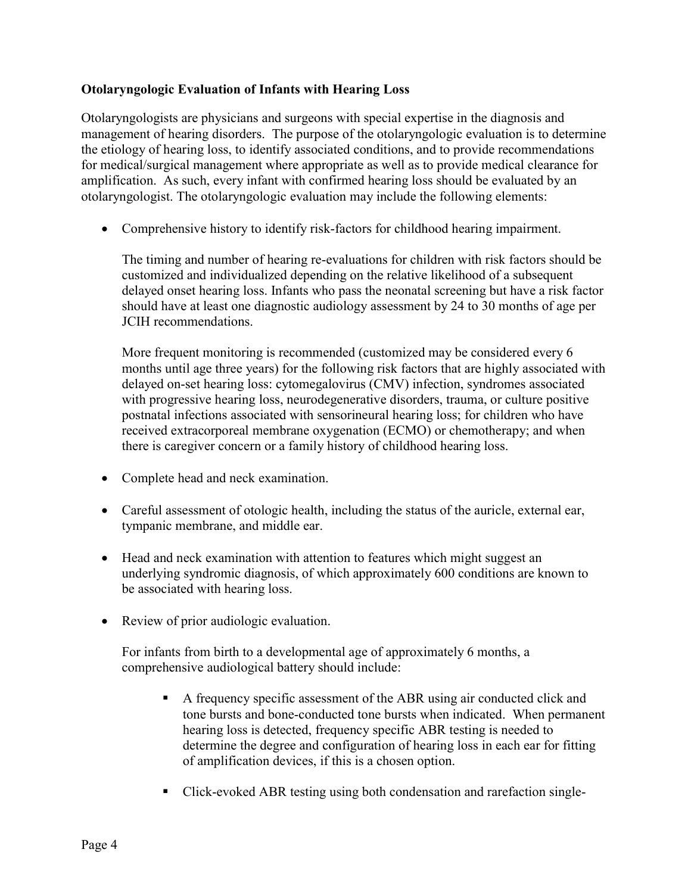**Otolaryngologic Evaluation of Infants with Hearing Loss**

Otolaryngologists are physicians and surgeons with special expertise in the diagnosis and management of hearing disorders. The purpose of the otolaryngologic evaluation is to determine the etiology of hearing loss, to identify associated conditions, and to provide recommendations for medical/surgical management where appropriate as well as to provide medical clearance for amplification. As such, every infant with confirmed hearing loss should be evaluated by an otolaryngologist. The otolaryngologic evaluation may include the following elements:

- Comprehensive history to identify risk-factors for childhood hearing impairment.

  The timing and number of hearing re-evaluations for children with risk factors should be customized and individualized depending on the relative likelihood of a subsequent delayed onset hearing loss. Infants who pass the neonatal screening but have a risk factor should have at least one diagnostic audiology assessment by 24 to 30 months of age per JCIH recommendations.

  More frequent monitoring is recommended (customized may be considered every 6 months until age three years) for the following risk factors that are highly associated with delayed on-set hearing loss: cytomegalovirus (CMV) infection, syndromes associated with progressive hearing loss, neurodegenerative disorders, trauma, or culture positive postnatal infections associated with sensorineural hearing loss; for children who have received extracorporeal membrane oxygenation (ECMO) or chemotherapy; and when there is caregiver concern or a family history of childhood hearing loss.

- Complete head and neck examination.

- Careful assessment of otologic health, including the status of the auricle, external ear, tympanic membrane, and middle ear.

- Head and neck examination with attention to features which might suggest an underlying syndromic diagnosis, of which approximately 600 conditions are known to be associated with hearing loss.

- Review of prior audiologic evaluation.

  For infants from birth to a developmental age of approximately 6 months, a comprehensive audiological battery should include:

  - A frequency specific assessment of the ABR using air conducted click and tone bursts and bone-conducted tone bursts when indicated. When permanent hearing loss is detected, frequency specific ABR testing is needed to determine the degree and configuration of hearing loss in each ear for fitting of amplification devices, if this is a chosen option.

  - Click-evoked ABR testing using both condensation and rarefaction single-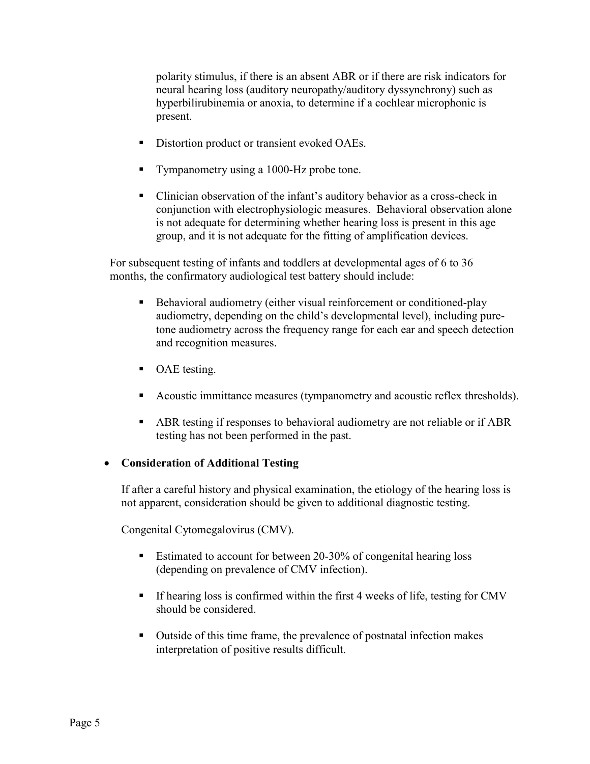polarity stimulus, if there is an absent ABR or if there are risk indicators for neural hearing loss (auditory neuropathy/auditory dyssynchrony) such as hyperbilirubinemia or anoxia, to determine if a cochlear microphonic is present.

- Distortion product or transient evoked OAEs.
- Tympanometry using a 1000-Hz probe tone.
- Clinician observation of the infant's auditory behavior as a cross-check in conjunction with electrophysiologic measures. Behavioral observation alone is not adequate for determining whether hearing loss is present in this age group, and it is not adequate for the fitting of amplification devices.

For subsequent testing of infants and toddlers at developmental ages of 6 to 36 months, the confirmatory audiological test battery should include:

- Behavioral audiometry (either visual reinforcement or conditioned-play audiometry, depending on the child's developmental level), including pure-tone audiometry across the frequency range for each ear and speech detection and recognition measures.
- OAE testing.
- Acoustic immittance measures (tympanometry and acoustic reflex thresholds).
- ABR testing if responses to behavioral audiometry are not reliable or if ABR testing has not been performed in the past.

- **Consideration of Additional Testing**

  If after a careful history and physical examination, the etiology of the hearing loss is not apparent, consideration should be given to additional diagnostic testing.

  Congenital Cytomegalovirus (CMV).

  - Estimated to account for between 20-30% of congenital hearing loss (depending on prevalence of CMV infection).
  - If hearing loss is confirmed within the first 4 weeks of life, testing for CMV should be considered.
  - Outside of this time frame, the prevalence of postnatal infection makes interpretation of positive results difficult.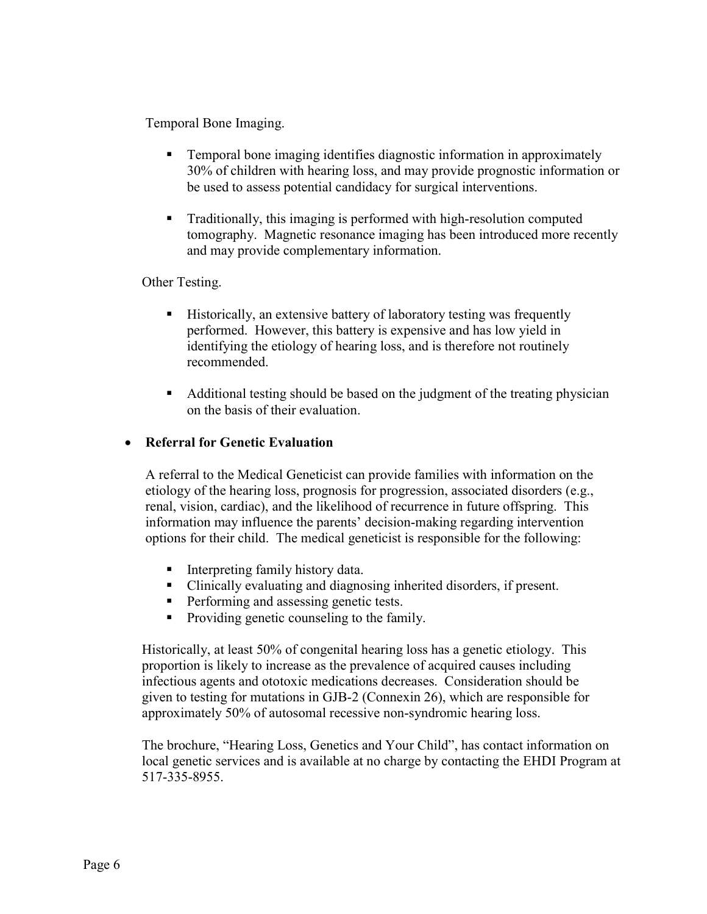Temporal Bone Imaging.

- Temporal bone imaging identifies diagnostic information in approximately 30% of children with hearing loss, and may provide prognostic information or be used to assess potential candidacy for surgical interventions.

- Traditionally, this imaging is performed with high-resolution computed tomography. Magnetic resonance imaging has been introduced more recently and may provide complementary information.

Other Testing.

- Historically, an extensive battery of laboratory testing was frequently performed. However, this battery is expensive and has low yield in identifying the etiology of hearing loss, and is therefore not routinely recommended.

- Additional testing should be based on the judgment of the treating physician on the basis of their evaluation.

- **Referral for Genetic Evaluation**

  A referral to the Medical Geneticist can provide families with information on the etiology of the hearing loss, prognosis for progression, associated disorders (e.g., renal, vision, cardiac), and the likelihood of recurrence in future offspring. This information may influence the parents' decision-making regarding intervention options for their child. The medical geneticist is responsible for the following:

  - Interpreting family history data.
  - Clinically evaluating and diagnosing inherited disorders, if present.
  - Performing and assessing genetic tests.
  - Providing genetic counseling to the family.

  Historically, at least 50% of congenital hearing loss has a genetic etiology. This proportion is likely to increase as the prevalence of acquired causes including infectious agents and ototoxic medications decreases. Consideration should be given to testing for mutations in GJB-2 (Connexin 26), which are responsible for approximately 50% of autosomal recessive non-syndromic hearing loss.

  The brochure, "Hearing Loss, Genetics and Your Child", has contact information on local genetic services and is available at no charge by contacting the EHDI Program at 517-335-8955.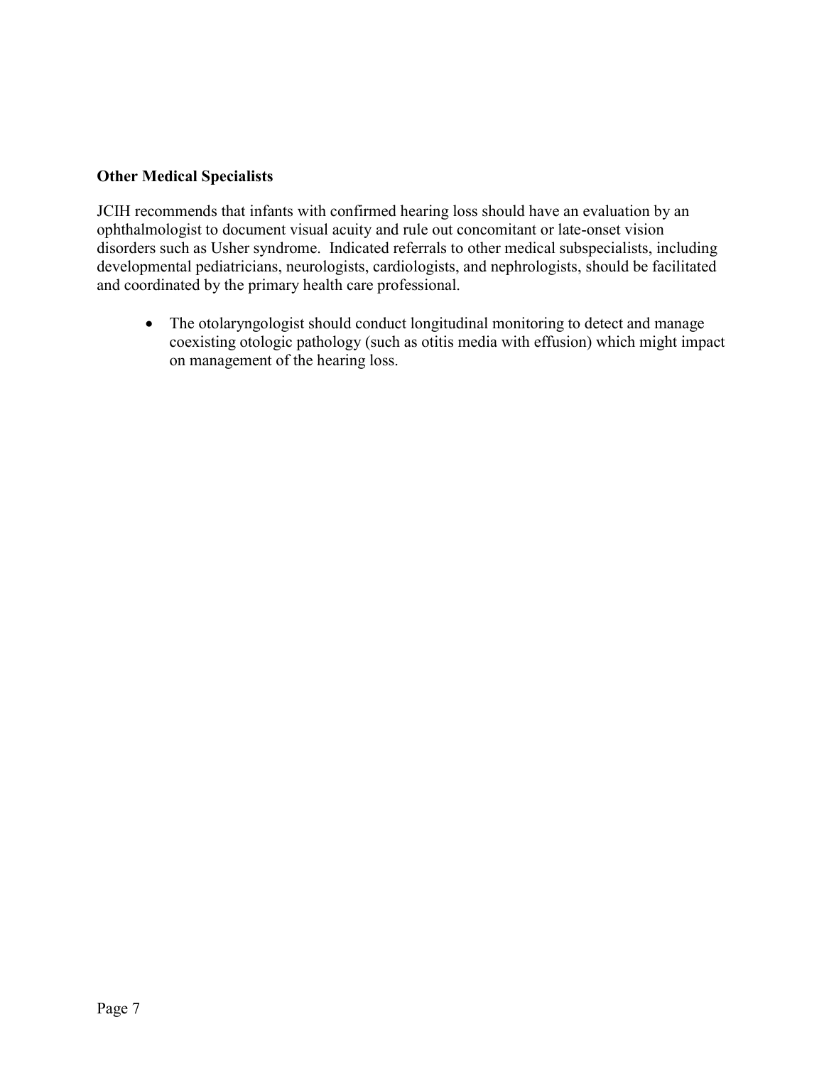**Other Medical Specialists**

JCIH recommends that infants with confirmed hearing loss should have an evaluation by an ophthalmologist to document visual acuity and rule out concomitant or late-onset vision disorders such as Usher syndrome. Indicated referrals to other medical subspecialists, including developmental pediatricians, neurologists, cardiologists, and nephrologists, should be facilitated and coordinated by the primary health care professional.

- The otolaryngologist should conduct longitudinal monitoring to detect and manage coexisting otologic pathology (such as otitis media with effusion) which might impact on management of the hearing loss.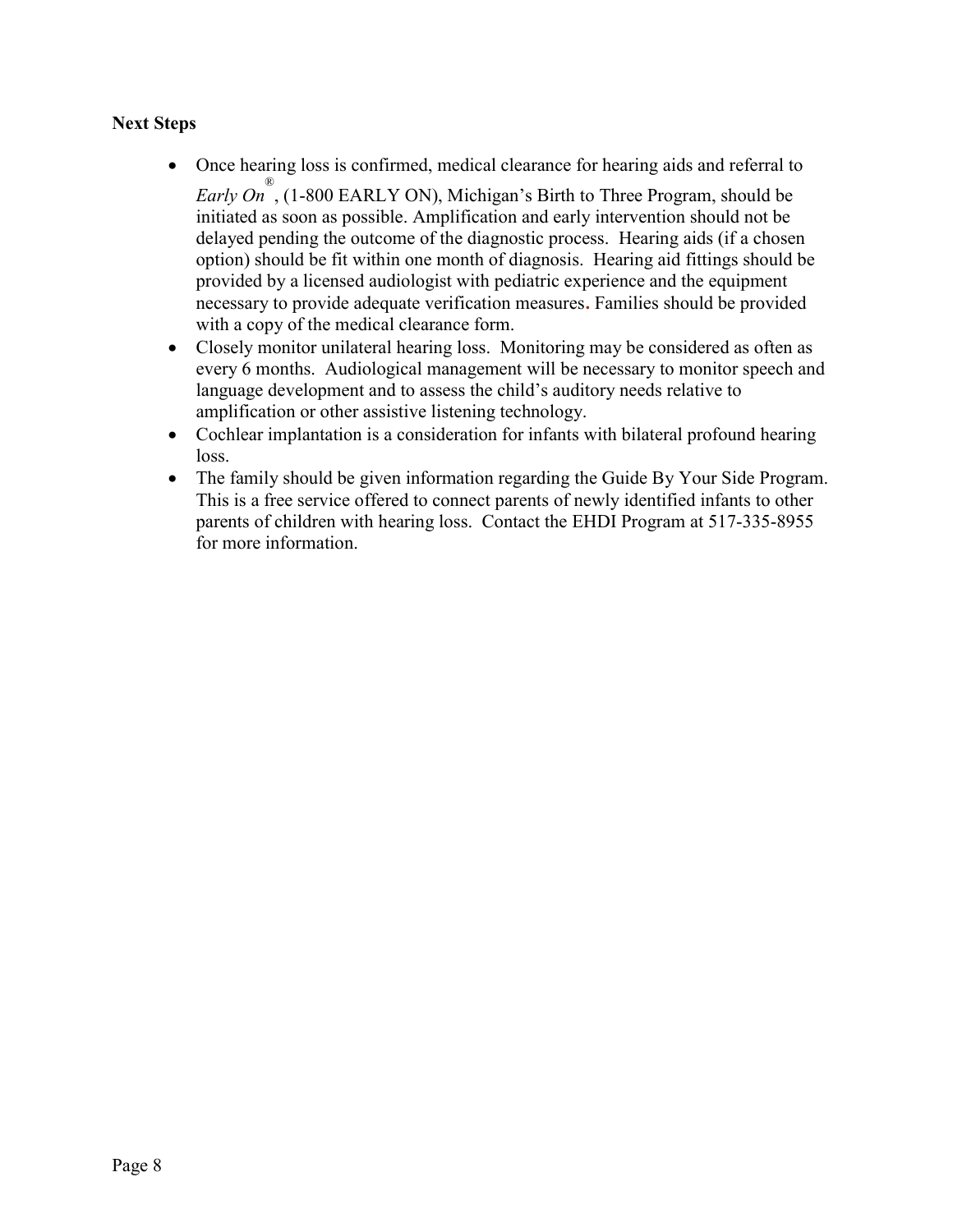**Next Steps**

- Once hearing loss is confirmed, medical clearance for hearing aids and referral to *Early On*®, (1-800 EARLY ON), Michigan's Birth to Three Program, should be initiated as soon as possible. Amplification and early intervention should not be delayed pending the outcome of the diagnostic process. Hearing aids (if a chosen option) should be fit within one month of diagnosis. Hearing aid fittings should be provided by a licensed audiologist with pediatric experience and the equipment necessary to provide adequate verification measures. Families should be provided with a copy of the medical clearance form.
- Closely monitor unilateral hearing loss. Monitoring may be considered as often as every 6 months. Audiological management will be necessary to monitor speech and language development and to assess the child's auditory needs relative to amplification or other assistive listening technology.
- Cochlear implantation is a consideration for infants with bilateral profound hearing loss.
- The family should be given information regarding the Guide By Your Side Program. This is a free service offered to connect parents of newly identified infants to other parents of children with hearing loss. Contact the EHDI Program at 517-335-8955 for more information.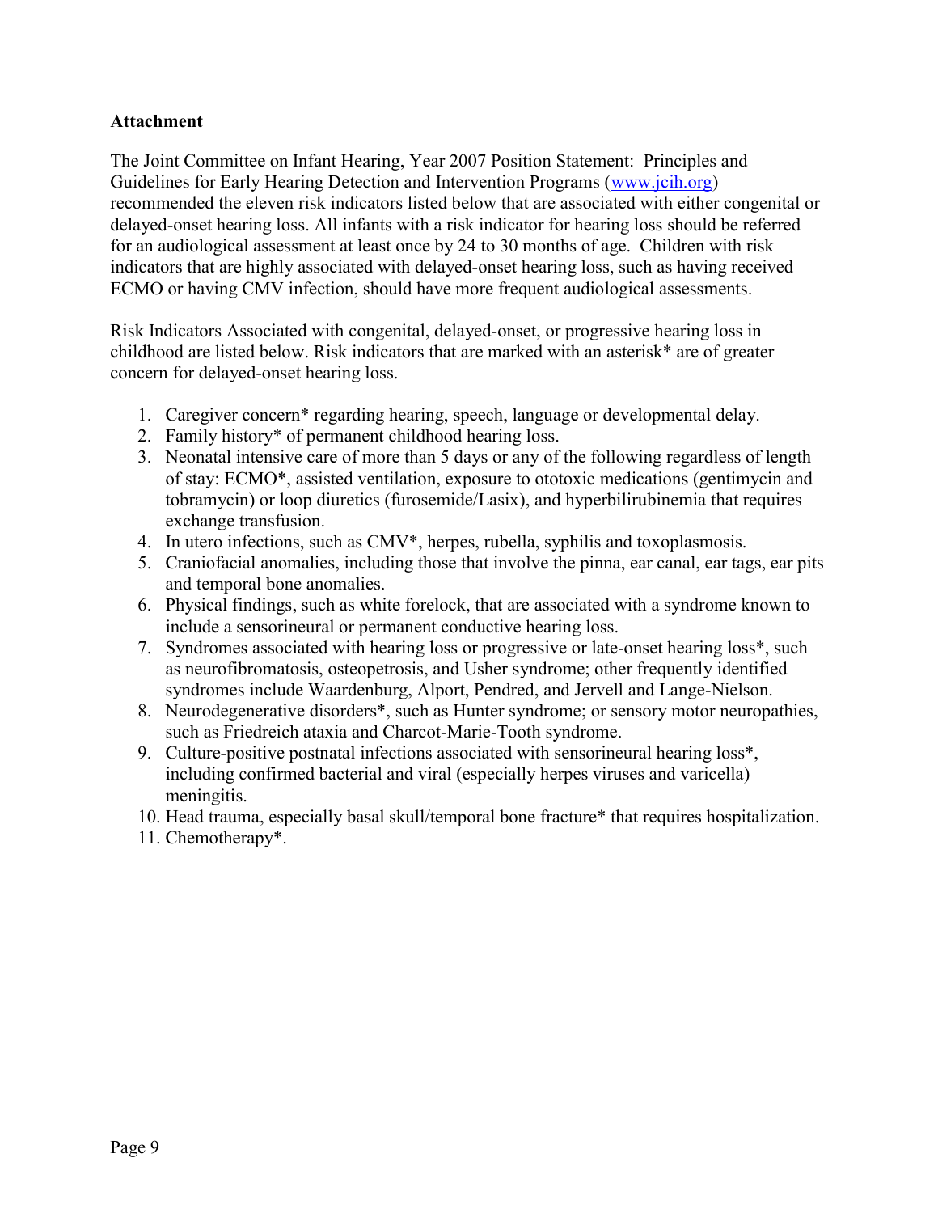**Attachment**

The Joint Committee on Infant Hearing, Year 2007 Position Statement: Principles and Guidelines for Early Hearing Detection and Intervention Programs (www.jcih.org) recommended the eleven risk indicators listed below that are associated with either congenital or delayed-onset hearing loss. All infants with a risk indicator for hearing loss should be referred for an audiological assessment at least once by 24 to 30 months of age. Children with risk indicators that are highly associated with delayed-onset hearing loss, such as having received ECMO or having CMV infection, should have more frequent audiological assessments.

Risk Indicators Associated with congenital, delayed-onset, or progressive hearing loss in childhood are listed below. Risk indicators that are marked with an asterisk* are of greater concern for delayed-onset hearing loss.

1. Caregiver concern* regarding hearing, speech, language or developmental delay.
2. Family history* of permanent childhood hearing loss.
3. Neonatal intensive care of more than 5 days or any of the following regardless of length of stay: ECMO*, assisted ventilation, exposure to ototoxic medications (gentimycin and tobramycin) or loop diuretics (furosemide/Lasix), and hyperbilirubinemia that requires exchange transfusion.
4. In utero infections, such as CMV*, herpes, rubella, syphilis and toxoplasmosis.
5. Craniofacial anomalies, including those that involve the pinna, ear canal, ear tags, ear pits and temporal bone anomalies.
6. Physical findings, such as white forelock, that are associated with a syndrome known to include a sensorineural or permanent conductive hearing loss.
7. Syndromes associated with hearing loss or progressive or late-onset hearing loss*, such as neurofibromatosis, osteopetrosis, and Usher syndrome; other frequently identified syndromes include Waardenburg, Alport, Pendred, and Jervell and Lange-Nielson.
8. Neurodegenerative disorders*, such as Hunter syndrome; or sensory motor neuropathies, such as Friedreich ataxia and Charcot-Marie-Tooth syndrome.
9. Culture-positive postnatal infections associated with sensorineural hearing loss*, including confirmed bacterial and viral (especially herpes viruses and varicella) meningitis.
10. Head trauma, especially basal skull/temporal bone fracture* that requires hospitalization.
11. Chemotherapy*.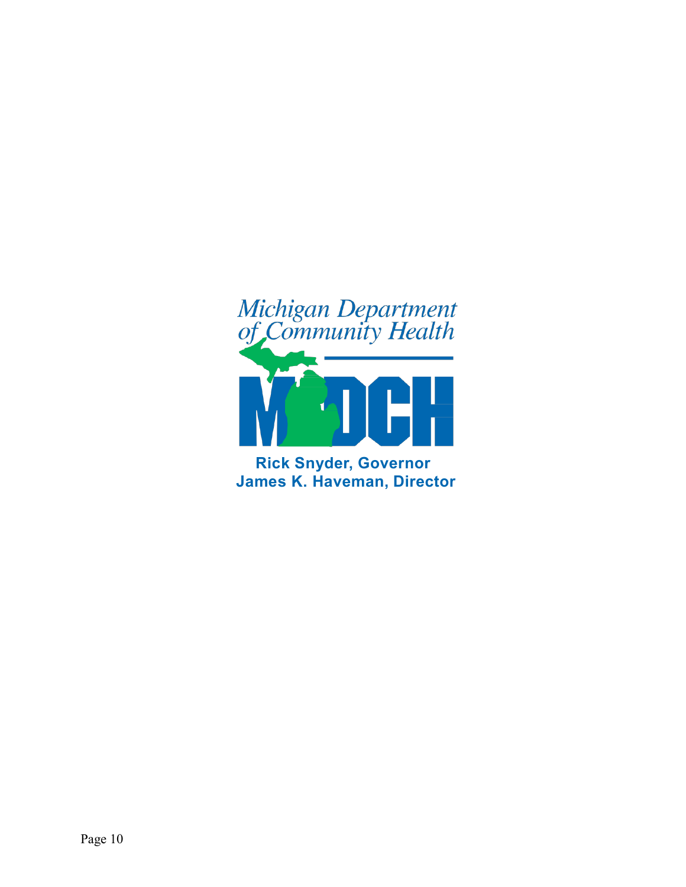Michigan Department of Community Health

MDCH

**Rick Snyder, Governor**
**James K. Haveman, Director**